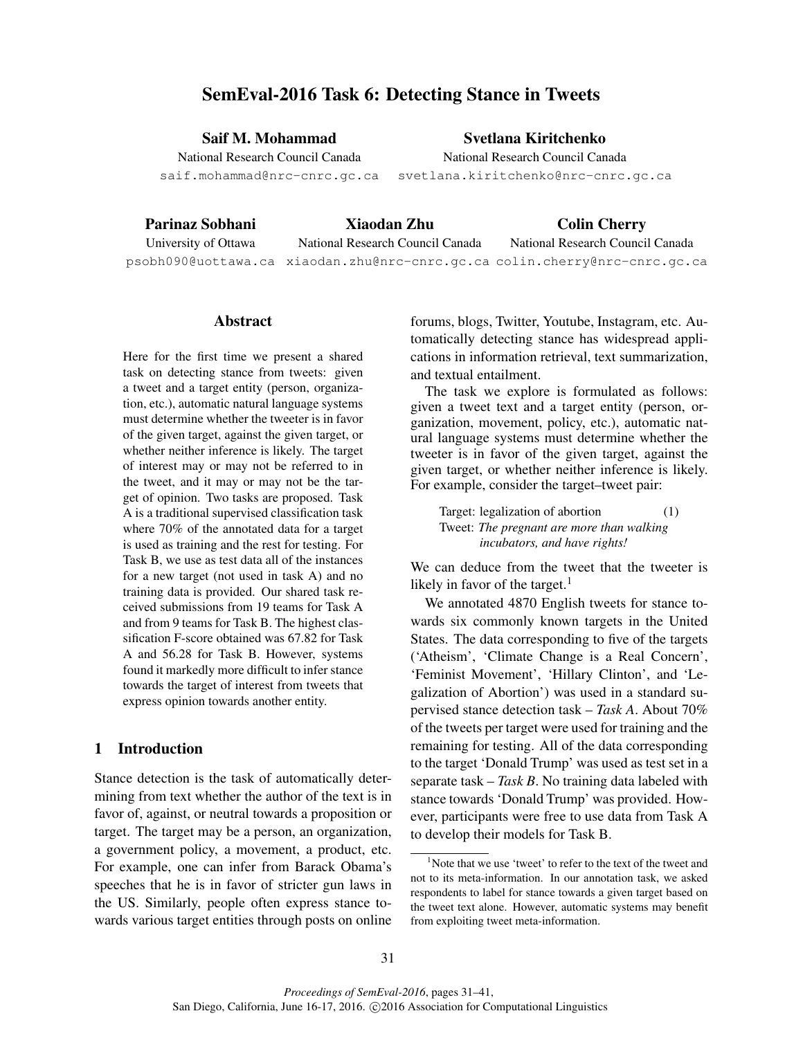# SemEval-2016 Task 6: Detecting Stance in Tweets

**Saif M. Mohammad**
National Research Council Canada
saif.mohammad@nrc-cnrc.gc.ca

**Svetlana Kiritchenko**
National Research Council Canada
svetlana.kiritchenko@nrc-cnrc.gc.ca

**Parinaz Sobhani**
University of Ottawa
psobh090@uottawa.ca

**Xiaodan Zhu**
National Research Council Canada
xiaodan.zhu@nrc-cnrc.gc.ca

**Colin Cherry**
National Research Council Canada
colin.cherry@nrc-cnrc.gc.ca

## Abstract

Here for the first time we present a shared task on detecting stance from tweets: given a tweet and a target entity (person, organization, etc.), automatic natural language systems must determine whether the tweeter is in favor of the given target, against the given target, or whether neither inference is likely. The target of interest may or may not be referred to in the tweet, and it may or may not be the target of opinion. Two tasks are proposed. Task A is a traditional supervised classification task where 70% of the annotated data for a target is used as training and the rest for testing. For Task B, we use as test data all of the instances for a new target (not used in task A) and no training data is provided. Our shared task received submissions from 19 teams for Task A and from 9 teams for Task B. The highest classification F-score obtained was 67.82 for Task A and 56.28 for Task B. However, systems found it markedly more difficult to infer stance towards the target of interest from tweets that express opinion towards another entity.

## 1 Introduction

Stance detection is the task of automatically determining from text whether the author of the text is in favor of, against, or neutral towards a proposition or target. The target may be a person, an organization, a government policy, a movement, a product, etc. For example, one can infer from Barack Obama's speeches that he is in favor of stricter gun laws in the US. Similarly, people often express stance towards various target entities through posts on online forums, blogs, Twitter, Youtube, Instagram, etc. Automatically detecting stance has widespread applications in information retrieval, text summarization, and textual entailment.

The task we explore is formulated as follows: given a tweet text and a target entity (person, organization, movement, policy, etc.), automatic natural language systems must determine whether the tweeter is in favor of the given target, against the given target, or whether neither inference is likely. For example, consider the target–tweet pair:

> Target: legalization of abortion (1)
> Tweet: *The pregnant are more than walking incubators, and have rights!*

We can deduce from the tweet that the tweeter is likely in favor of the target.[1]

We annotated 4870 English tweets for stance towards six commonly known targets in the United States. The data corresponding to five of the targets ('Atheism', 'Climate Change is a Real Concern', 'Feminist Movement', 'Hillary Clinton', and 'Legalization of Abortion') was used in a standard supervised stance detection task – *Task A*. About 70% of the tweets per target were used for training and the remaining for testing. All of the data corresponding to the target 'Donald Trump' was used as test set in a separate task – *Task B*. No training data labeled with stance towards 'Donald Trump' was provided. However, participants were free to use data from Task A to develop their models for Task B.

[1] Note that we use 'tweet' to refer to the text of the tweet and not to its meta-information. In our annotation task, we asked respondents to label for stance towards a given target based on the tweet text alone. However, automatic systems may benefit from exploiting tweet meta-information.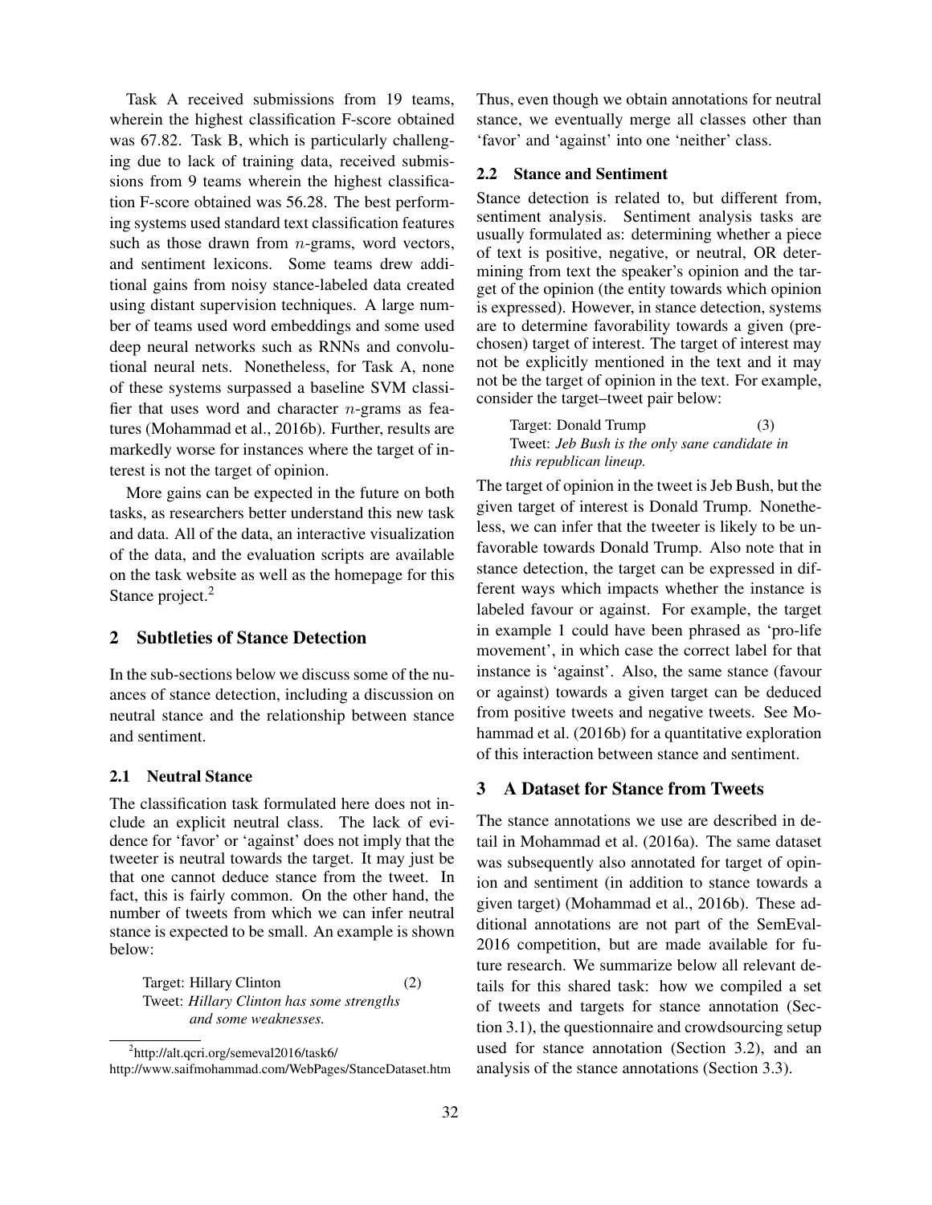Task A received submissions from 19 teams, wherein the highest classification F-score obtained was 67.82. Task B, which is particularly challenging due to lack of training data, received submissions from 9 teams wherein the highest classification F-score obtained was 56.28. The best performing systems used standard text classification features such as those drawn from $n$-grams, word vectors, and sentiment lexicons. Some teams drew additional gains from noisy stance-labeled data created using distant supervision techniques. A large number of teams used word embeddings and some used deep neural networks such as RNNs and convolutional neural nets. Nonetheless, for Task A, none of these systems surpassed a baseline SVM classifier that uses word and character $n$-grams as features (Mohammad et al., 2016b). Further, results are markedly worse for instances where the target of interest is not the target of opinion.

More gains can be expected in the future on both tasks, as researchers better understand this new task and data. All of the data, an interactive visualization of the data, and the evaluation scripts are available on the task website as well as the homepage for this Stance project.[2]

## 2 Subtleties of Stance Detection

In the sub-sections below we discuss some of the nuances of stance detection, including a discussion on neutral stance and the relationship between stance and sentiment.

### 2.1 Neutral Stance

The classification task formulated here does not include an explicit neutral class. The lack of evidence for 'favor' or 'against' does not imply that the tweeter is neutral towards the target. It may just be that one cannot deduce stance from the tweet. In fact, this is fairly common. On the other hand, the number of tweets from which we can infer neutral stance is expected to be small. An example is shown below:

> Target: Hillary Clinton (2)
> Tweet: *Hillary Clinton has some strengths and some weaknesses.*

Thus, even though we obtain annotations for neutral stance, we eventually merge all classes other than 'favor' and 'against' into one 'neither' class.

### 2.2 Stance and Sentiment

Stance detection is related to, but different from, sentiment analysis. Sentiment analysis tasks are usually formulated as: determining whether a piece of text is positive, negative, or neutral, OR determining from text the speaker's opinion and the target of the opinion (the entity towards which opinion is expressed). However, in stance detection, systems are to determine favorability towards a given (pre-chosen) target of interest. The target of interest may not be explicitly mentioned in the text and it may not be the target of opinion in the text. For example, consider the target–tweet pair below:

> Target: Donald Trump (3)
> Tweet: *Jeb Bush is the only sane candidate in this republican lineup.*

The target of opinion in the tweet is Jeb Bush, but the given target of interest is Donald Trump. Nonetheless, we can infer that the tweeter is likely to be unfavorable towards Donald Trump. Also note that in stance detection, the target can be expressed in different ways which impacts whether the instance is labeled favour or against. For example, the target in example 1 could have been phrased as 'pro-life movement', in which case the correct label for that instance is 'against'. Also, the same stance (favour or against) towards a given target can be deduced from positive tweets and negative tweets. See Mohammad et al. (2016b) for a quantitative exploration of this interaction between stance and sentiment.

## 3 A Dataset for Stance from Tweets

The stance annotations we use are described in detail in Mohammad et al. (2016a). The same dataset was subsequently also annotated for target of opinion and sentiment (in addition to stance towards a given target) (Mohammad et al., 2016b). These additional annotations are not part of the SemEval-2016 competition, but are made available for future research. We summarize below all relevant details for this shared task: how we compiled a set of tweets and targets for stance annotation (Section 3.1), the questionnaire and crowdsourcing setup used for stance annotation (Section 3.2), and an analysis of the stance annotations (Section 3.3).

[2]http://alt.qcri.org/semeval2016/task6/
http://www.saifmohammad.com/WebPages/StanceDataset.htm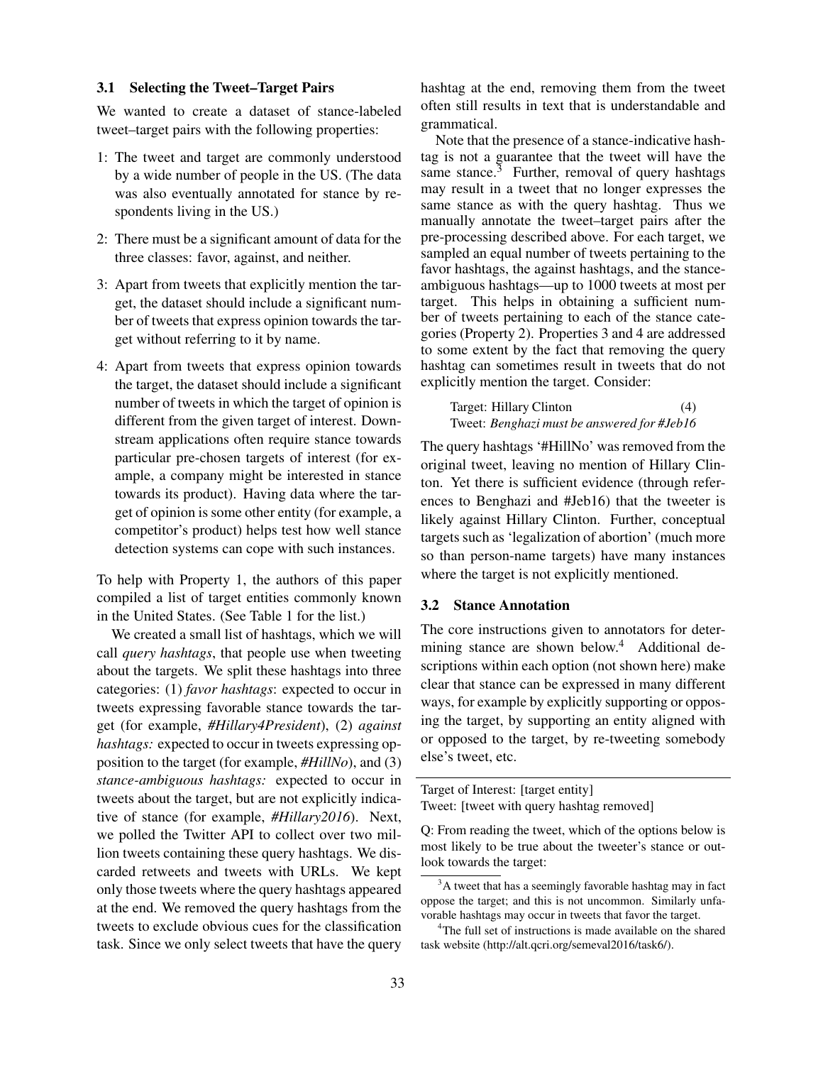### 3.1 Selecting the Tweet–Target Pairs

We wanted to create a dataset of stance-labeled tweet–target pairs with the following properties:

1: The tweet and target are commonly understood by a wide number of people in the US. (The data was also eventually annotated for stance by respondents living in the US.)

2: There must be a significant amount of data for the three classes: favor, against, and neither.

3: Apart from tweets that explicitly mention the target, the dataset should include a significant number of tweets that express opinion towards the target without referring to it by name.

4: Apart from tweets that express opinion towards the target, the dataset should include a significant number of tweets in which the target of opinion is different from the given target of interest. Downstream applications often require stance towards particular pre-chosen targets of interest (for example, a company might be interested in stance towards its product). Having data where the target of opinion is some other entity (for example, a competitor's product) helps test how well stance detection systems can cope with such instances.

To help with Property 1, the authors of this paper compiled a list of target entities commonly known in the United States. (See Table 1 for the list.)

We created a small list of hashtags, which we will call *query hashtags*, that people use when tweeting about the targets. We split these hashtags into three categories: (1) *favor hashtags*: expected to occur in tweets expressing favorable stance towards the target (for example, *#Hillary4President*), (2) *against hashtags:* expected to occur in tweets expressing opposition to the target (for example, *#HillNo*), and (3) *stance-ambiguous hashtags:* expected to occur in tweets about the target, but are not explicitly indicative of stance (for example, *#Hillary2016*). Next, we polled the Twitter API to collect over two million tweets containing these query hashtags. We discarded retweets and tweets with URLs. We kept only those tweets where the query hashtags appeared at the end. We removed the query hashtags from the tweets to exclude obvious cues for the classification task. Since we only select tweets that have the query hashtag at the end, removing them from the tweet often still results in text that is understandable and grammatical.

Note that the presence of a stance-indicative hashtag is not a guarantee that the tweet will have the same stance.[3] Further, removal of query hashtags may result in a tweet that no longer expresses the same stance as with the query hashtag. Thus we manually annotate the tweet–target pairs after the pre-processing described above. For each target, we sampled an equal number of tweets pertaining to the favor hashtags, the against hashtags, and the stance-ambiguous hashtags—up to 1000 tweets at most per target. This helps in obtaining a sufficient number of tweets pertaining to each of the stance categories (Property 2). Properties 3 and 4 are addressed to some extent by the fact that removing the query hashtag can sometimes result in tweets that do not explicitly mention the target. Consider:

> Target: Hillary Clinton (4)
> Tweet: *Benghazi must be answered for #Jeb16*

The query hashtags '#HillNo' was removed from the original tweet, leaving no mention of Hillary Clinton. Yet there is sufficient evidence (through references to Benghazi and #Jeb16) that the tweeter is likely against Hillary Clinton. Further, conceptual targets such as 'legalization of abortion' (much more so than person-name targets) have many instances where the target is not explicitly mentioned.

### 3.2 Stance Annotation

The core instructions given to annotators for determining stance are shown below.[4] Additional descriptions within each option (not shown here) make clear that stance can be expressed in many different ways, for example by explicitly supporting or opposing the target, by supporting an entity aligned with or opposed to the target, by re-tweeting somebody else's tweet, etc.

---

Target of Interest: [target entity]
Tweet: [tweet with query hashtag removed]

Q: From reading the tweet, which of the options below is most likely to be true about the tweeter's stance or outlook towards the target:

---

[3] A tweet that has a seemingly favorable hashtag may in fact oppose the target; and this is not uncommon. Similarly unfavorable hashtags may occur in tweets that favor the target.

[4] The full set of instructions is made available on the shared task website (http://alt.qcri.org/semeval2016/task6/).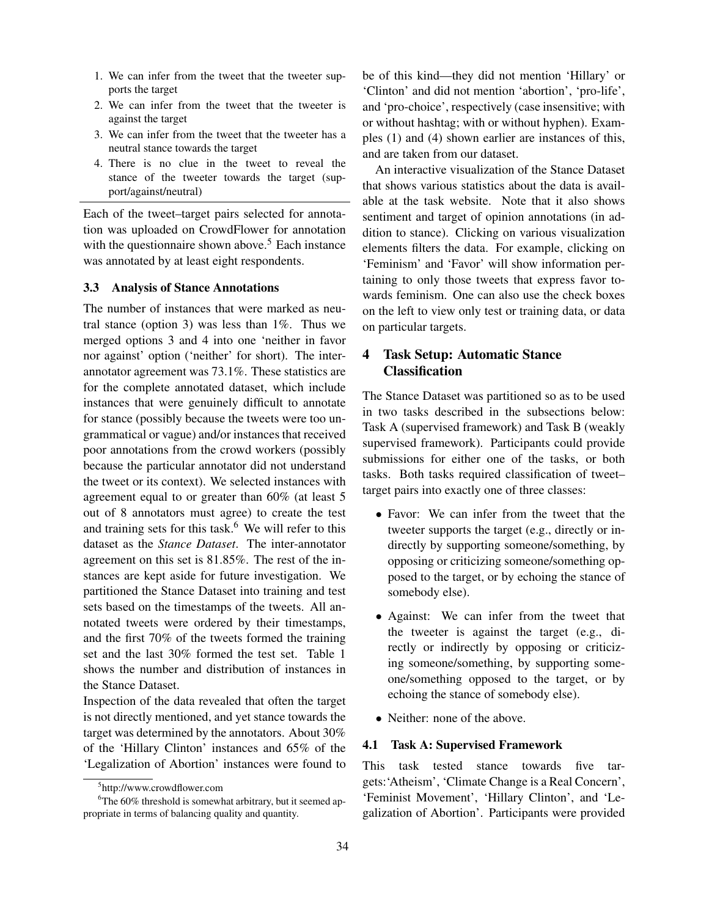1. We can infer from the tweet that the tweeter supports the target
2. We can infer from the tweet that the tweeter is against the target
3. We can infer from the tweet that the tweeter has a neutral stance towards the target
4. There is no clue in the tweet to reveal the stance of the tweeter towards the target (support/against/neutral)

Each of the tweet–target pairs selected for annotation was uploaded on CrowdFlower for annotation with the questionnaire shown above.[5] Each instance was annotated by at least eight respondents.

### 3.3 Analysis of Stance Annotations

The number of instances that were marked as neutral stance (option 3) was less than 1%. Thus we merged options 3 and 4 into one 'neither in favor nor against' option ('neither' for short). The inter-annotator agreement was 73.1%. These statistics are for the complete annotated dataset, which include instances that were genuinely difficult to annotate for stance (possibly because the tweets were too ungrammatical or vague) and/or instances that received poor annotations from the crowd workers (possibly because the particular annotator did not understand the tweet or its context). We selected instances with agreement equal to or greater than 60% (at least 5 out of 8 annotators must agree) to create the test and training sets for this task.[6] We will refer to this dataset as the *Stance Dataset*. The inter-annotator agreement on this set is 81.85%. The rest of the instances are kept aside for future investigation. We partitioned the Stance Dataset into training and test sets based on the timestamps of the tweets. All annotated tweets were ordered by their timestamps, and the first 70% of the tweets formed the training set and the last 30% formed the test set. Table 1 shows the number and distribution of instances in the Stance Dataset.

Inspection of the data revealed that often the target is not directly mentioned, and yet stance towards the target was determined by the annotators. About 30% of the 'Hillary Clinton' instances and 65% of the 'Legalization of Abortion' instances were found to be of this kind—they did not mention 'Hillary' or 'Clinton' and did not mention 'abortion', 'pro-life', and 'pro-choice', respectively (case insensitive; with or without hashtag; with or without hyphen). Examples (1) and (4) shown earlier are instances of this, and are taken from our dataset.

An interactive visualization of the Stance Dataset that shows various statistics about the data is available at the task website. Note that it also shows sentiment and target of opinion annotations (in addition to stance). Clicking on various visualization elements filters the data. For example, clicking on 'Feminism' and 'Favor' will show information pertaining to only those tweets that express favor towards feminism. One can also use the check boxes on the left to view only test or training data, or data on particular targets.

## 4 Task Setup: Automatic Stance Classification

The Stance Dataset was partitioned so as to be used in two tasks described in the subsections below: Task A (supervised framework) and Task B (weakly supervised framework). Participants could provide submissions for either one of the tasks, or both tasks. Both tasks required classification of tweet–target pairs into exactly one of three classes:

- Favor: We can infer from the tweet that the tweeter supports the target (e.g., directly or indirectly by supporting someone/something, by opposing or criticizing someone/something opposed to the target, or by echoing the stance of somebody else).
- Against: We can infer from the tweet that the tweeter is against the target (e.g., directly or indirectly by opposing or criticizing someone/something, by supporting someone/something opposed to the target, or by echoing the stance of somebody else).
- Neither: none of the above.

### 4.1 Task A: Supervised Framework

This task tested stance towards five targets: 'Atheism', 'Climate Change is a Real Concern', 'Feminist Movement', 'Hillary Clinton', and 'Legalization of Abortion'. Participants were provided

[5] http://www.crowdflower.com

[6] The 60% threshold is somewhat arbitrary, but it seemed appropriate in terms of balancing quality and quantity.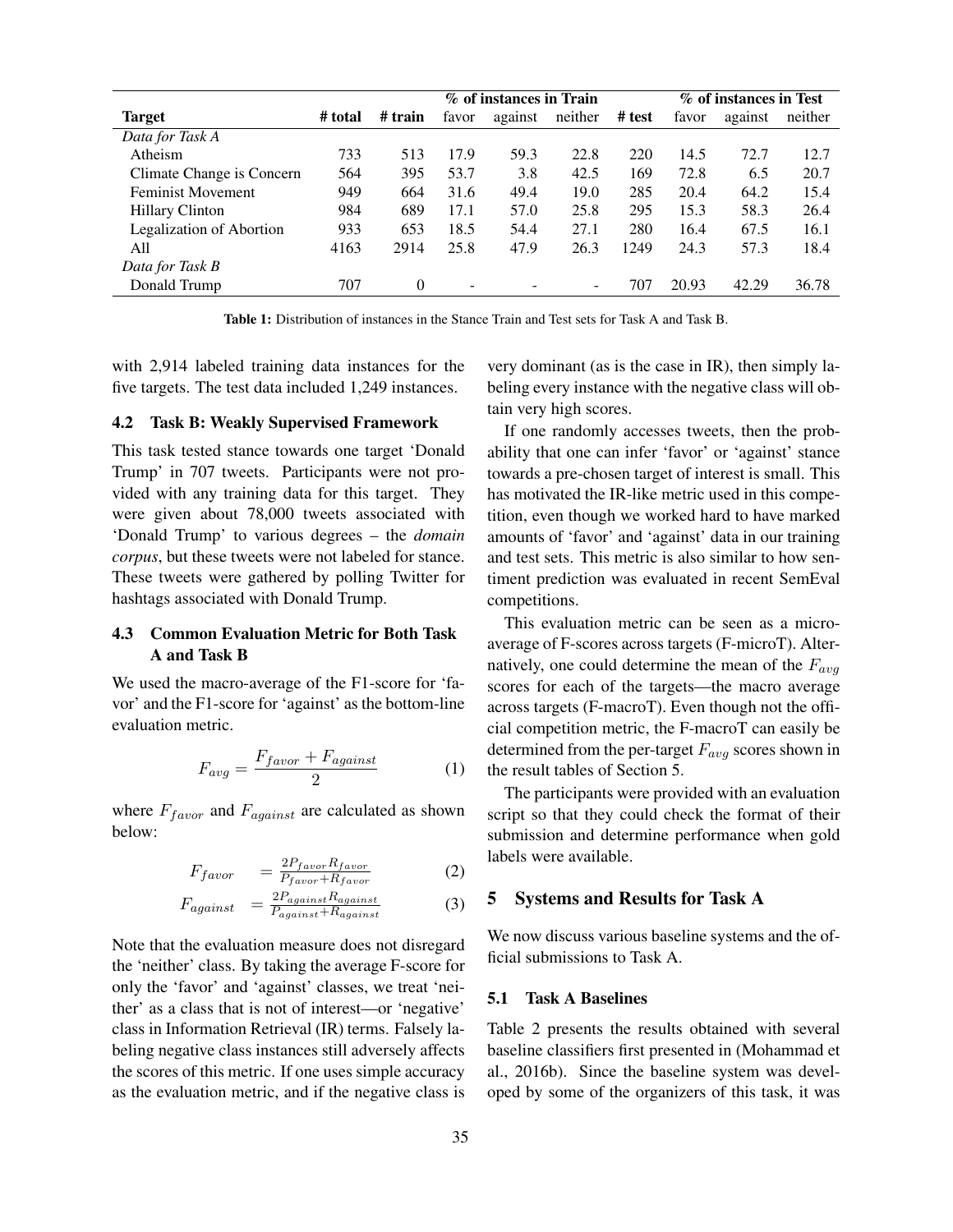| | | | % of instances in Train | | | | % of instances in Test | | |
|---|---|---|---|---|---|---|---|---|---|
| **Target** | **# total** | **# train** | favor | against | neither | **# test** | favor | against | neither |
| *Data for Task A* | | | | | | | | | |
| Atheism | 733 | 513 | 17.9 | 59.3 | 22.8 | 220 | 14.5 | 72.7 | 12.7 |
| Climate Change is Concern | 564 | 395 | 53.7 | 3.8 | 42.5 | 169 | 72.8 | 6.5 | 20.7 |
| Feminist Movement | 949 | 664 | 31.6 | 49.4 | 19.0 | 285 | 20.4 | 64.2 | 15.4 |
| Hillary Clinton | 984 | 689 | 17.1 | 57.0 | 25.8 | 295 | 15.3 | 58.3 | 26.4 |
| Legalization of Abortion | 933 | 653 | 18.5 | 54.4 | 27.1 | 280 | 16.4 | 67.5 | 16.1 |
| All | 4163 | 2914 | 25.8 | 47.9 | 26.3 | 1249 | 24.3 | 57.3 | 18.4 |
| *Data for Task B* | | | | | | | | | |
| Donald Trump | 707 | 0 | - | - | - | 707 | 20.93 | 42.29 | 36.78 |

**Table 1:** Distribution of instances in the Stance Train and Test sets for Task A and Task B.

with 2,914 labeled training data instances for the five targets. The test data included 1,249 instances.

### 4.2 Task B: Weakly Supervised Framework

This task tested stance towards one target 'Donald Trump' in 707 tweets. Participants were not provided with any training data for this target. They were given about 78,000 tweets associated with 'Donald Trump' to various degrees – the *domain corpus*, but these tweets were not labeled for stance. These tweets were gathered by polling Twitter for hashtags associated with Donald Trump.

### 4.3 Common Evaluation Metric for Both Task A and Task B

We used the macro-average of the F1-score for 'favor' and the F1-score for 'against' as the bottom-line evaluation metric.

$$F_{avg} = \frac{F_{favor} + F_{against}}{2} \quad (1)$$

where $F_{favor}$ and $F_{against}$ are calculated as shown below:

$$F_{favor} = \frac{2P_{favor}R_{favor}}{P_{favor}+R_{favor}} \quad (2)$$

$$F_{against} = \frac{2P_{against}R_{against}}{P_{against}+R_{against}} \quad (3)$$

Note that the evaluation measure does not disregard the 'neither' class. By taking the average F-score for only the 'favor' and 'against' classes, we treat 'neither' as a class that is not of interest—or 'negative' class in Information Retrieval (IR) terms. Falsely labeling negative class instances still adversely affects the scores of this metric. If one uses simple accuracy as the evaluation metric, and if the negative class is very dominant (as is the case in IR), then simply labeling every instance with the negative class will obtain very high scores.

If one randomly accesses tweets, then the probability that one can infer 'favor' or 'against' stance towards a pre-chosen target of interest is small. This has motivated the IR-like metric used in this competition, even though we worked hard to have marked amounts of 'favor' and 'against' data in our training and test sets. This metric is also similar to how sentiment prediction was evaluated in recent SemEval competitions.

This evaluation metric can be seen as a micro-average of F-scores across targets (F-microT). Alternatively, one could determine the mean of the $F_{avg}$ scores for each of the targets—the macro average across targets (F-macroT). Even though not the official competition metric, the F-macroT can easily be determined from the per-target $F_{avg}$ scores shown in the result tables of Section 5.

The participants were provided with an evaluation script so that they could check the format of their submission and determine performance when gold labels were available.

## 5 Systems and Results for Task A

We now discuss various baseline systems and the official submissions to Task A.

### 5.1 Task A Baselines

Table 2 presents the results obtained with several baseline classifiers first presented in (Mohammad et al., 2016b). Since the baseline system was developed by some of the organizers of this task, it was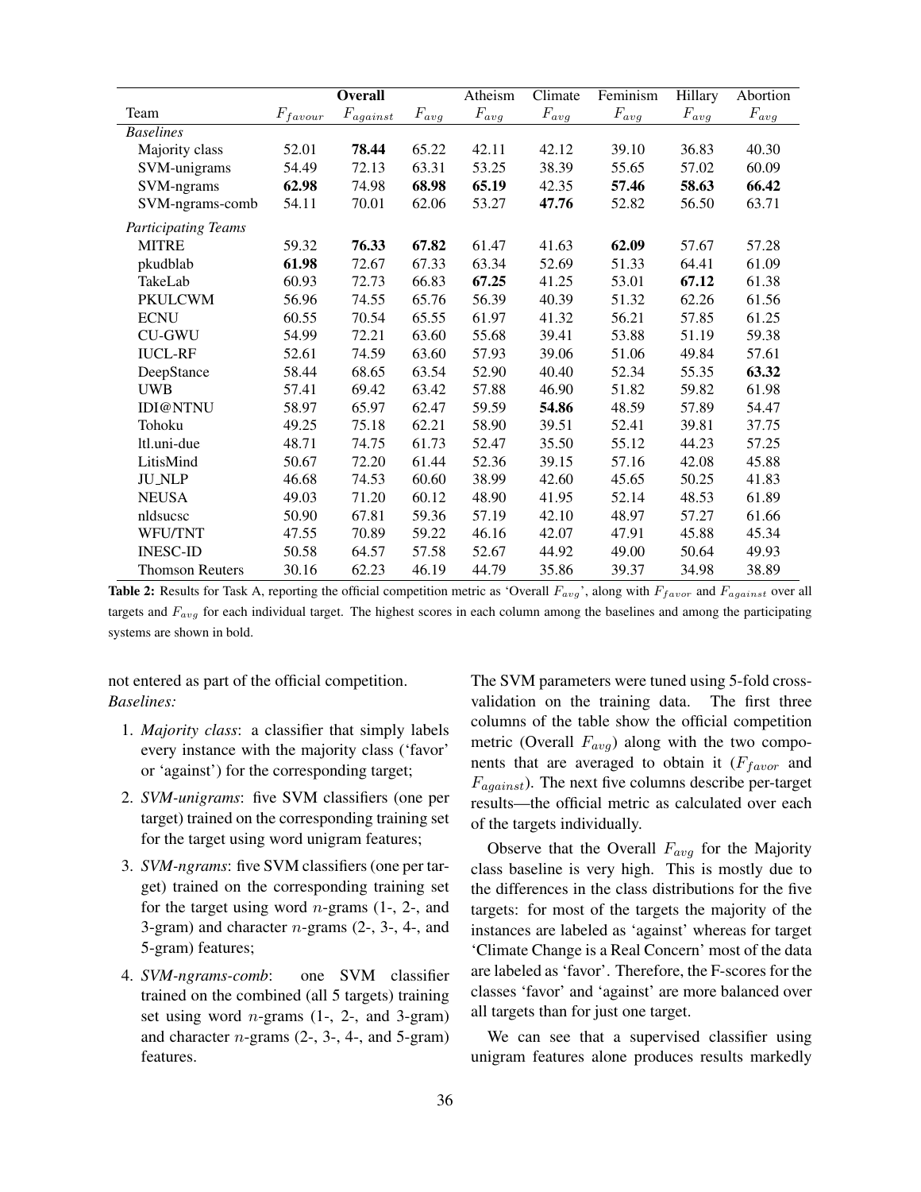| Team | Overall $F_{favour}$ | Overall $F_{against}$ | Overall $F_{avg}$ | Atheism $F_{avg}$ | Climate $F_{avg}$ | Feminism $F_{avg}$ | Hillary $F_{avg}$ | Abortion $F_{avg}$ |
|---|---|---|---|---|---|---|---|---|
| *Baselines* | | | | | | | | |
| Majority class | 52.01 | **78.44** | 65.22 | 42.11 | 42.12 | 39.10 | 36.83 | 40.30 |
| SVM-unigrams | 54.49 | 72.13 | 63.31 | 53.25 | 38.39 | 55.65 | 57.02 | 60.09 |
| SVM-ngrams | **62.98** | 74.98 | **68.98** | **65.19** | 42.35 | **57.46** | **58.63** | **66.42** |
| SVM-ngrams-comb | 54.11 | 70.01 | 62.06 | 53.27 | **47.76** | 52.82 | 56.50 | 63.71 |
| *Participating Teams* | | | | | | | | |
| MITRE | 59.32 | **76.33** | **67.82** | 61.47 | 41.63 | **62.09** | 57.67 | 57.28 |
| pkudblab | **61.98** | 72.67 | 67.33 | 63.34 | 52.69 | 51.33 | 64.41 | 61.09 |
| TakeLab | 60.93 | 72.73 | 66.83 | **67.25** | 41.25 | 53.01 | **67.12** | 61.38 |
| PKULCWM | 56.96 | 74.55 | 65.76 | 56.39 | 40.39 | 51.32 | 62.26 | 61.56 |
| ECNU | 60.55 | 70.54 | 65.55 | 61.97 | 41.32 | 56.21 | 57.85 | 61.25 |
| CU-GWU | 54.99 | 72.21 | 63.60 | 55.68 | 39.41 | 53.88 | 51.19 | 59.38 |
| IUCL-RF | 52.61 | 74.59 | 63.60 | 57.93 | 39.06 | 51.06 | 49.84 | 57.61 |
| DeepStance | 58.44 | 68.65 | 63.54 | 52.90 | 40.40 | 52.34 | 55.35 | **63.32** |
| UWB | 57.41 | 69.42 | 63.42 | 57.88 | 46.90 | 51.82 | 59.82 | 61.98 |
| IDI@NTNU | 58.97 | 65.97 | 62.47 | 59.59 | **54.86** | 48.59 | 57.89 | 54.47 |
| Tohoku | 49.25 | 75.18 | 62.21 | 58.90 | 39.51 | 52.41 | 39.81 | 37.75 |
| ltl.uni-due | 48.71 | 74.75 | 61.73 | 52.47 | 35.50 | 55.12 | 44.23 | 57.25 |
| LitisMind | 50.67 | 72.20 | 61.44 | 52.36 | 39.15 | 57.16 | 42.08 | 45.88 |
| JU_NLP | 46.68 | 74.53 | 60.60 | 38.99 | 42.60 | 45.65 | 50.25 | 41.83 |
| NEUSA | 49.03 | 71.20 | 60.12 | 48.90 | 41.95 | 52.14 | 48.53 | 61.89 |
| nldsucsc | 50.90 | 67.81 | 59.36 | 57.19 | 42.10 | 48.97 | 57.27 | 61.66 |
| WFU/TNT | 47.55 | 70.89 | 59.22 | 46.16 | 42.07 | 47.91 | 45.88 | 45.34 |
| INESC-ID | 50.58 | 64.57 | 57.58 | 52.67 | 44.92 | 49.00 | 50.64 | 49.93 |
| Thomson Reuters | 30.16 | 62.23 | 46.19 | 44.79 | 35.86 | 39.37 | 34.98 | 38.89 |

**Table 2:** Results for Task A, reporting the official competition metric as 'Overall $F_{avg}$', along with $F_{favor}$ and $F_{against}$ over all targets and $F_{avg}$ for each individual target. The highest scores in each column among the baselines and among the participating systems are shown in bold.

not entered as part of the official competition.
*Baselines:*

1. *Majority class*: a classifier that simply labels every instance with the majority class ('favor' or 'against') for the corresponding target;
2. *SVM-unigrams*: five SVM classifiers (one per target) trained on the corresponding training set for the target using word unigram features;
3. *SVM-ngrams*: five SVM classifiers (one per target) trained on the corresponding training set for the target using word $n$-grams (1-, 2-, and 3-gram) and character $n$-grams (2-, 3-, 4-, and 5-gram) features;
4. *SVM-ngrams-comb*: one SVM classifier trained on the combined (all 5 targets) training set using word $n$-grams (1-, 2-, and 3-gram) and character $n$-grams (2-, 3-, 4-, and 5-gram) features.

The SVM parameters were tuned using 5-fold cross-validation on the training data. The first three columns of the table show the official competition metric (Overall $F_{avg}$) along with the two components that are averaged to obtain it ($F_{favor}$ and $F_{against}$). The next five columns describe per-target results—the official metric as calculated over each of the targets individually.

Observe that the Overall $F_{avg}$ for the Majority class baseline is very high. This is mostly due to the differences in the class distributions for the five targets: for most of the targets the majority of the instances are labeled as 'against' whereas for target 'Climate Change is a Real Concern' most of the data are labeled as 'favor'. Therefore, the F-scores for the classes 'favor' and 'against' are more balanced over all targets than for just one target.

We can see that a supervised classifier using unigram features alone produces results markedly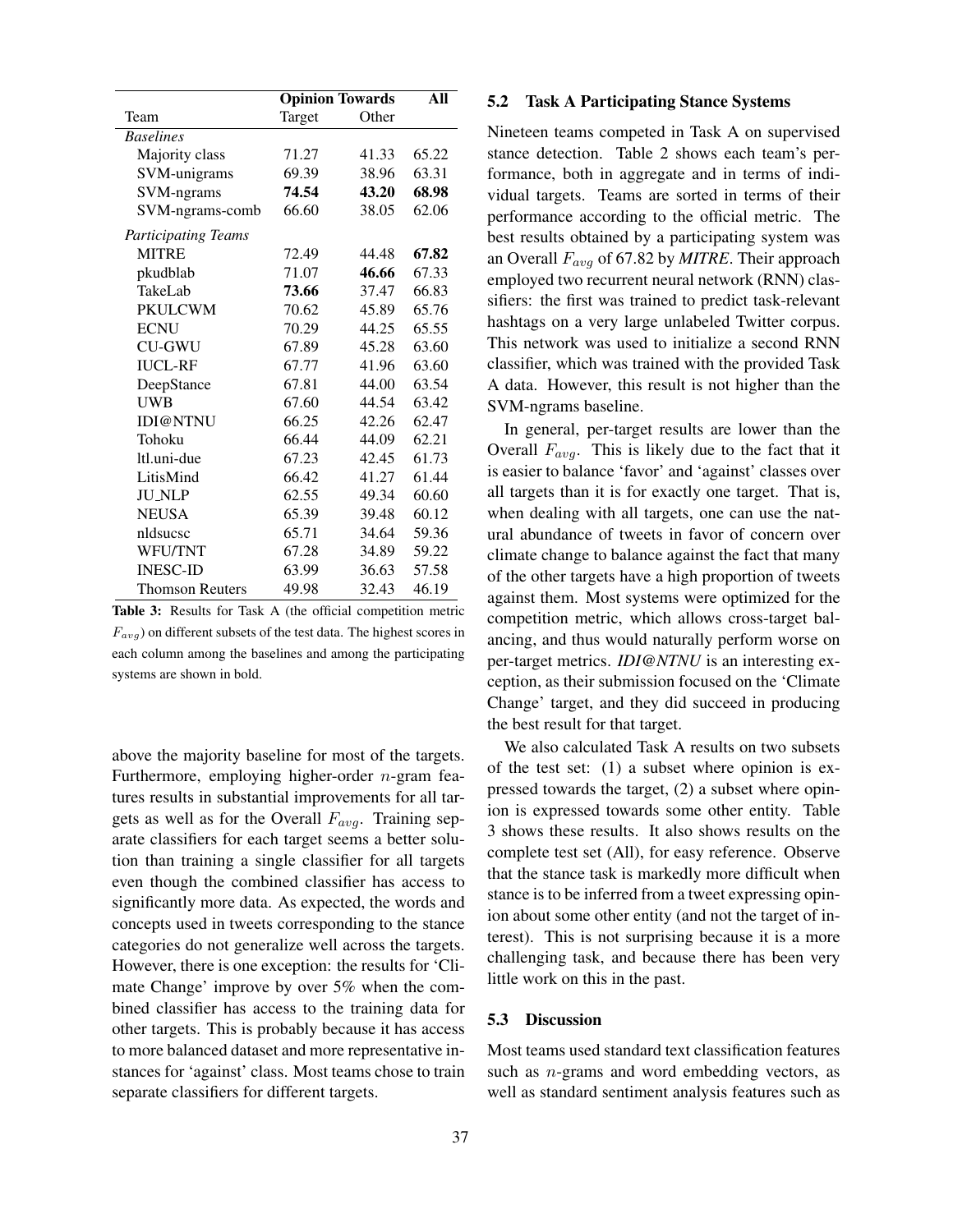| | Opinion Towards | | All |
|---|---|---|---|
| Team | Target | Other | |
| *Baselines* | | | |
| Majority class | 71.27 | 41.33 | 65.22 |
| SVM-unigrams | 69.39 | 38.96 | 63.31 |
| SVM-ngrams | **74.54** | **43.20** | **68.98** |
| SVM-ngrams-comb | 66.60 | 38.05 | 62.06 |
| *Participating Teams* | | | |
| MITRE | 72.49 | 44.48 | **67.82** |
| pkudblab | 71.07 | **46.66** | 67.33 |
| TakeLab | **73.66** | 37.47 | 66.83 |
| PKULCWM | 70.62 | 45.89 | 65.76 |
| ECNU | 70.29 | 44.25 | 65.55 |
| CU-GWU | 67.89 | 45.28 | 63.60 |
| IUCL-RF | 67.77 | 41.96 | 63.60 |
| DeepStance | 67.81 | 44.00 | 63.54 |
| UWB | 67.60 | 44.54 | 63.42 |
| IDI@NTNU | 66.25 | 42.26 | 62.47 |
| Tohoku | 66.44 | 44.09 | 62.21 |
| ltl.uni-due | 67.23 | 42.45 | 61.73 |
| LitisMind | 66.42 | 41.27 | 61.44 |
| JU_NLP | 62.55 | 49.34 | 60.60 |
| NEUSA | 65.39 | 39.48 | 60.12 |
| nldsucsc | 65.71 | 34.64 | 59.36 |
| WFU/TNT | 67.28 | 34.89 | 59.22 |
| INESC-ID | 63.99 | 36.63 | 57.58 |
| Thomson Reuters | 49.98 | 32.43 | 46.19 |

**Table 3:** Results for Task A (the official competition metric $F_{avg}$) on different subsets of the test data. The highest scores in each column among the baselines and among the participating systems are shown in bold.

above the majority baseline for most of the targets. Furthermore, employing higher-order $n$-gram features results in substantial improvements for all targets as well as for the Overall $F_{avg}$. Training separate classifiers for each target seems a better solution than training a single classifier for all targets even though the combined classifier has access to significantly more data. As expected, the words and concepts used in tweets corresponding to the stance categories do not generalize well across the targets. However, there is one exception: the results for 'Climate Change' improve by over 5% when the combined classifier has access to the training data for other targets. This is probably because it has access to more balanced dataset and more representative instances for 'against' class. Most teams chose to train separate classifiers for different targets.

### 5.2 Task A Participating Stance Systems

Nineteen teams competed in Task A on supervised stance detection. Table 2 shows each team's performance, both in aggregate and in terms of individual targets. Teams are sorted in terms of their performance according to the official metric. The best results obtained by a participating system was an Overall $F_{avg}$ of 67.82 by ***MITRE***. Their approach employed two recurrent neural network (RNN) classifiers: the first was trained to predict task-relevant hashtags on a very large unlabeled Twitter corpus. This network was used to initialize a second RNN classifier, which was trained with the provided Task A data. However, this result is not higher than the SVM-ngrams baseline.

In general, per-target results are lower than the Overall $F_{avg}$. This is likely due to the fact that it is easier to balance 'favor' and 'against' classes over all targets than it is for exactly one target. That is, when dealing with all targets, one can use the natural abundance of tweets in favor of concern over climate change to balance against the fact that many of the other targets have a high proportion of tweets against them. Most systems were optimized for the competition metric, which allows cross-target balancing, and thus would naturally perform worse on per-target metrics. ***IDI@NTNU*** is an interesting exception, as their submission focused on the 'Climate Change' target, and they did succeed in producing the best result for that target.

We also calculated Task A results on two subsets of the test set: (1) a subset where opinion is expressed towards the target, (2) a subset where opinion is expressed towards some other entity. Table 3 shows these results. It also shows results on the complete test set (All), for easy reference. Observe that the stance task is markedly more difficult when stance is to be inferred from a tweet expressing opinion about some other entity (and not the target of interest). This is not surprising because it is a more challenging task, and because there has been very little work on this in the past.

### 5.3 Discussion

Most teams used standard text classification features such as $n$-grams and word embedding vectors, as well as standard sentiment analysis features such as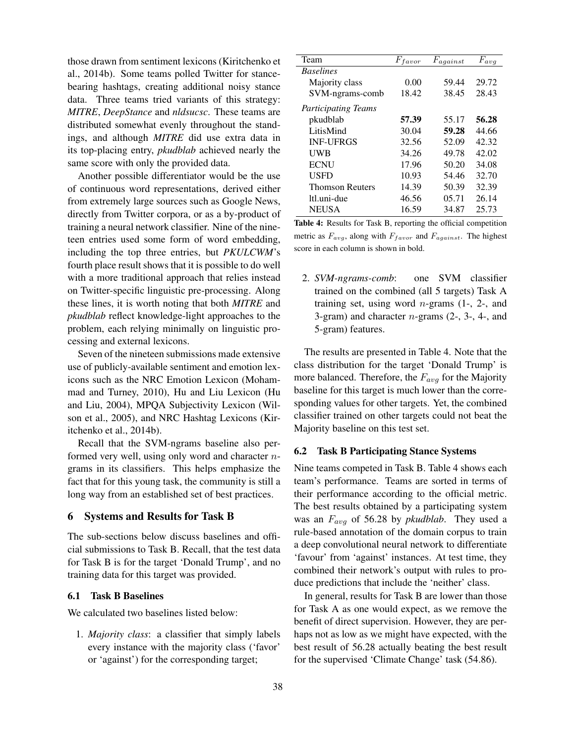those drawn from sentiment lexicons (Kiritchenko et al., 2014b). Some teams polled Twitter for stance-bearing hashtags, creating additional noisy stance data. Three teams tried variants of this strategy: ***MITRE***, ***DeepStance*** and ***nldsucsc***. These teams are distributed somewhat evenly throughout the standings, and although ***MITRE*** did use extra data in its top-placing entry, ***pkudblab*** achieved nearly the same score with only the provided data.

Another possible differentiator would be the use of continuous word representations, derived either from extremely large sources such as Google News, directly from Twitter corpora, or as a by-product of training a neural network classifier. Nine of the nineteen entries used some form of word embedding, including the top three entries, but ***PKULCWM***'s fourth place result shows that it is possible to do well with a more traditional approach that relies instead on Twitter-specific linguistic pre-processing. Along these lines, it is worth noting that both ***MITRE*** and ***pkudblab*** reflect knowledge-light approaches to the problem, each relying minimally on linguistic processing and external lexicons.

Seven of the nineteen submissions made extensive use of publicly-available sentiment and emotion lexicons such as the NRC Emotion Lexicon (Mohammad and Turney, 2010), Hu and Liu Lexicon (Hu and Liu, 2004), MPQA Subjectivity Lexicon (Wilson et al., 2005), and NRC Hashtag Lexicons (Kiritchenko et al., 2014b).

Recall that the SVM-ngrams baseline also performed very well, using only word and character $n$-grams in its classifiers. This helps emphasize the fact that for this young task, the community is still a long way from an established set of best practices.

## 6 Systems and Results for Task B

The sub-sections below discuss baselines and official submissions to Task B. Recall, that the test data for Task B is for the target 'Donald Trump', and no training data for this target was provided.

### 6.1 Task B Baselines

We calculated two baselines listed below:

1. *Majority class*: a classifier that simply labels every instance with the majority class ('favor' or 'against') for the corresponding target;
2. *SVM-ngrams-comb*: one SVM classifier trained on the combined (all 5 targets) Task A training set, using word $n$-grams (1-, 2-, and 3-gram) and character $n$-grams (2-, 3-, 4-, and 5-gram) features.

| Team | $F_{favor}$ | $F_{against}$ | $F_{avg}$ |
|---|---|---|---|
| *Baselines* | | | |
| Majority class | 0.00 | 59.44 | 29.72 |
| SVM-ngrams-comb | 18.42 | 38.45 | 28.43 |
| *Participating Teams* | | | |
| pkudblab | **57.39** | 55.17 | **56.28** |
| LitisMind | 30.04 | **59.28** | 44.66 |
| INF-UFRGS | 32.56 | 52.09 | 42.32 |
| UWB | 34.26 | 49.78 | 42.02 |
| ECNU | 17.96 | 50.20 | 34.08 |
| USFD | 10.93 | 54.46 | 32.70 |
| Thomson Reuters | 14.39 | 50.39 | 32.39 |
| ltl.uni-due | 46.56 | 05.71 | 26.14 |
| NEUSA | 16.59 | 34.87 | 25.73 |

**Table 4:** Results for Task B, reporting the official competition metric as $F_{avg}$, along with $F_{favor}$ and $F_{against}$. The highest score in each column is shown in bold.

The results are presented in Table 4. Note that the class distribution for the target 'Donald Trump' is more balanced. Therefore, the $F_{avg}$ for the Majority baseline for this target is much lower than the corresponding values for other targets. Yet, the combined classifier trained on other targets could not beat the Majority baseline on this test set.

### 6.2 Task B Participating Stance Systems

Nine teams competed in Task B. Table 4 shows each team's performance. Teams are sorted in terms of their performance according to the official metric. The best results obtained by a participating system was an $F_{avg}$ of 56.28 by *pkudblab*. They used a rule-based annotation of the domain corpus to train a deep convolutional neural network to differentiate 'favour' from 'against' instances. At test time, they combined their network's output with rules to produce predictions that include the 'neither' class.

In general, results for Task B are lower than those for Task A as one would expect, as we remove the benefit of direct supervision. However, they are perhaps not as low as we might have expected, with the best result of 56.28 actually beating the best result for the supervised 'Climate Change' task (54.86).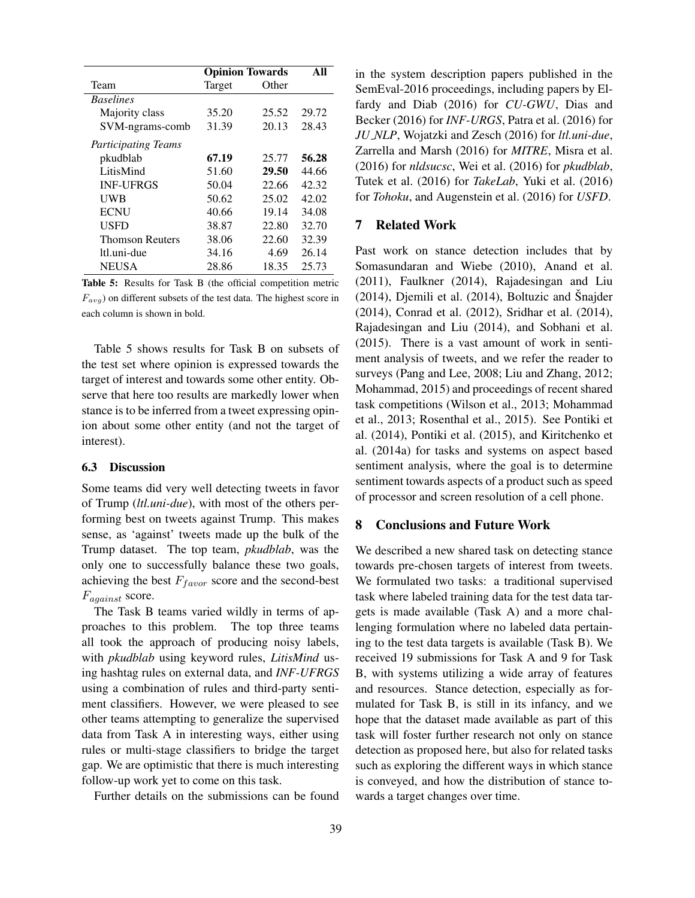| Team | Opinion Towards | | All |
|---|---|---|---|
| | Target | Other | |
| *Baselines* | | | |
| Majority class | 35.20 | 25.52 | 29.72 |
| SVM-ngrams-comb | 31.39 | 20.13 | 28.43 |
| *Participating Teams* | | | |
| pkudblab | **67.19** | 25.77 | **56.28** |
| LitisMind | 51.60 | **29.50** | 44.66 |
| INF-UFRGS | 50.04 | 22.66 | 42.32 |
| UWB | 50.62 | 25.02 | 42.02 |
| ECNU | 40.66 | 19.14 | 34.08 |
| USFD | 38.87 | 22.80 | 32.70 |
| Thomson Reuters | 38.06 | 22.60 | 32.39 |
| ltl.uni-due | 34.16 | 4.69 | 26.14 |
| NEUSA | 28.86 | 18.35 | 25.73 |

**Table 5:** Results for Task B (the official competition metric $F_{avg}$) on different subsets of the test data. The highest score in each column is shown in bold.

Table 5 shows results for Task B on subsets of the test set where opinion is expressed towards the target of interest and towards some other entity. Observe that here too results are markedly lower when stance is to be inferred from a tweet expressing opinion about some other entity (and not the target of interest).

### 6.3 Discussion

Some teams did very well detecting tweets in favor of Trump (*ltl.uni-due*), with most of the others performing best on tweets against Trump. This makes sense, as 'against' tweets made up the bulk of the Trump dataset. The top team, *pkudblab*, was the only one to successfully balance these two goals, achieving the best $F_{favor}$ score and the second-best $F_{against}$ score.

The Task B teams varied wildly in terms of approaches to this problem. The top three teams all took the approach of producing noisy labels, with *pkudblab* using keyword rules, *LitisMind* using hashtag rules on external data, and *INF-UFRGS* using a combination of rules and third-party sentiment classifiers. However, we were pleased to see other teams attempting to generalize the supervised data from Task A in interesting ways, either using rules or multi-stage classifiers to bridge the target gap. We are optimistic that there is much interesting follow-up work yet to come on this task.

Further details on the submissions can be found in the system description papers published in the SemEval-2016 proceedings, including papers by Elfardy and Diab (2016) for *CU-GWU*, Dias and Becker (2016) for *INF-URGS*, Patra et al. (2016) for *JU_NLP*, Wojatzki and Zesch (2016) for *ltl.uni-due*, Zarrella and Marsh (2016) for *MITRE*, Misra et al. (2016) for *nldsucsc*, Wei et al. (2016) for *pkudblab*, Tutek et al. (2016) for *TakeLab*, Yuki et al. (2016) for *Tohoku*, and Augenstein et al. (2016) for *USFD*.

## 7 Related Work

Past work on stance detection includes that by Somasundaran and Wiebe (2010), Anand et al. (2011), Faulkner (2014), Rajadesingan and Liu (2014), Djemili et al. (2014), Boltuzic and Šnajder (2014), Conrad et al. (2012), Sridhar et al. (2014), Rajadesingan and Liu (2014), and Sobhani et al. (2015). There is a vast amount of work in sentiment analysis of tweets, and we refer the reader to surveys (Pang and Lee, 2008; Liu and Zhang, 2012; Mohammad, 2015) and proceedings of recent shared task competitions (Wilson et al., 2013; Mohammad et al., 2013; Rosenthal et al., 2015). See Pontiki et al. (2014), Pontiki et al. (2015), and Kiritchenko et al. (2014a) for tasks and systems on aspect based sentiment analysis, where the goal is to determine sentiment towards aspects of a product such as speed of processor and screen resolution of a cell phone.

## 8 Conclusions and Future Work

We described a new shared task on detecting stance towards pre-chosen targets of interest from tweets. We formulated two tasks: a traditional supervised task where labeled training data for the test data targets is made available (Task A) and a more challenging formulation where no labeled data pertaining to the test data targets is available (Task B). We received 19 submissions for Task A and 9 for Task B, with systems utilizing a wide array of features and resources. Stance detection, especially as formulated for Task B, is still in its infancy, and we hope that the dataset made available as part of this task will foster further research not only on stance detection as proposed here, but also for related tasks such as exploring the different ways in which stance is conveyed, and how the distribution of stance towards a target changes over time.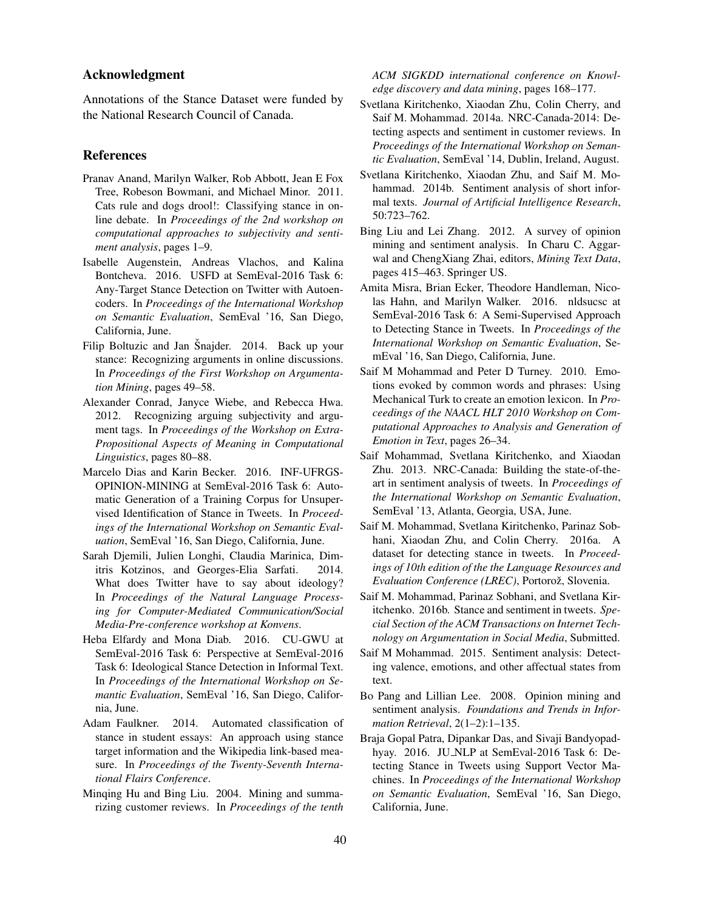## Acknowledgment

Annotations of the Stance Dataset were funded by the National Research Council of Canada.

## References

Pranav Anand, Marilyn Walker, Rob Abbott, Jean E Fox Tree, Robeson Bowmani, and Michael Minor. 2011. Cats rule and dogs drool!: Classifying stance in online debate. In *Proceedings of the 2nd workshop on computational approaches to subjectivity and sentiment analysis*, pages 1–9.

Isabelle Augenstein, Andreas Vlachos, and Kalina Bontcheva. 2016. USFD at SemEval-2016 Task 6: Any-Target Stance Detection on Twitter with Autoencoders. In *Proceedings of the International Workshop on Semantic Evaluation*, SemEval '16, San Diego, California, June.

Filip Boltuzic and Jan Šnajder. 2014. Back up your stance: Recognizing arguments in online discussions. In *Proceedings of the First Workshop on Argumentation Mining*, pages 49–58.

Alexander Conrad, Janyce Wiebe, and Rebecca Hwa. 2012. Recognizing arguing subjectivity and argument tags. In *Proceedings of the Workshop on Extra-Propositional Aspects of Meaning in Computational Linguistics*, pages 80–88.

Marcelo Dias and Karin Becker. 2016. INF-UFRGS-OPINION-MINING at SemEval-2016 Task 6: Automatic Generation of a Training Corpus for Unsupervised Identification of Stance in Tweets. In *Proceedings of the International Workshop on Semantic Evaluation*, SemEval '16, San Diego, California, June.

Sarah Djemili, Julien Longhi, Claudia Marinica, Dimitris Kotzinos, and Georges-Elia Sarfati. 2014. What does Twitter have to say about ideology? In *Proceedings of the Natural Language Processing for Computer-Mediated Communication/Social Media-Pre-conference workshop at Konvens*.

Heba Elfardy and Mona Diab. 2016. CU-GWU at SemEval-2016 Task 6: Perspective at SemEval-2016 Task 6: Ideological Stance Detection in Informal Text. In *Proceedings of the International Workshop on Semantic Evaluation*, SemEval '16, San Diego, California, June.

Adam Faulkner. 2014. Automated classification of stance in student essays: An approach using stance target information and the Wikipedia link-based measure. In *Proceedings of the Twenty-Seventh International Flairs Conference*.

Minqing Hu and Bing Liu. 2004. Mining and summarizing customer reviews. In *Proceedings of the tenth ACM SIGKDD international conference on Knowledge discovery and data mining*, pages 168–177.

Svetlana Kiritchenko, Xiaodan Zhu, Colin Cherry, and Saif M. Mohammad. 2014a. NRC-Canada-2014: Detecting aspects and sentiment in customer reviews. In *Proceedings of the International Workshop on Semantic Evaluation*, SemEval '14, Dublin, Ireland, August.

Svetlana Kiritchenko, Xiaodan Zhu, and Saif M. Mohammad. 2014b. Sentiment analysis of short informal texts. *Journal of Artificial Intelligence Research*, 50:723–762.

Bing Liu and Lei Zhang. 2012. A survey of opinion mining and sentiment analysis. In Charu C. Aggarwal and ChengXiang Zhai, editors, *Mining Text Data*, pages 415–463. Springer US.

Amita Misra, Brian Ecker, Theodore Handleman, Nicolas Hahn, and Marilyn Walker. 2016. nldsucsc at SemEval-2016 Task 6: A Semi-Supervised Approach to Detecting Stance in Tweets. In *Proceedings of the International Workshop on Semantic Evaluation*, SemEval '16, San Diego, California, June.

Saif M Mohammad and Peter D Turney. 2010. Emotions evoked by common words and phrases: Using Mechanical Turk to create an emotion lexicon. In *Proceedings of the NAACL HLT 2010 Workshop on Computational Approaches to Analysis and Generation of Emotion in Text*, pages 26–34.

Saif Mohammad, Svetlana Kiritchenko, and Xiaodan Zhu. 2013. NRC-Canada: Building the state-of-the-art in sentiment analysis of tweets. In *Proceedings of the International Workshop on Semantic Evaluation*, SemEval '13, Atlanta, Georgia, USA, June.

Saif M. Mohammad, Svetlana Kiritchenko, Parinaz Sobhani, Xiaodan Zhu, and Colin Cherry. 2016a. A dataset for detecting stance in tweets. In *Proceedings of 10th edition of the the Language Resources and Evaluation Conference (LREC)*, Portorož, Slovenia.

Saif M. Mohammad, Parinaz Sobhani, and Svetlana Kiritchenko. 2016b. Stance and sentiment in tweets. *Special Section of the ACM Transactions on Internet Technology on Argumentation in Social Media*, Submitted.

Saif M Mohammad. 2015. Sentiment analysis: Detecting valence, emotions, and other affectual states from text.

Bo Pang and Lillian Lee. 2008. Opinion mining and sentiment analysis. *Foundations and Trends in Information Retrieval*, 2(1–2):1–135.

Braja Gopal Patra, Dipankar Das, and Sivaji Bandyopadhyay. 2016. JU_NLP at SemEval-2016 Task 6: Detecting Stance in Tweets using Support Vector Machines. In *Proceedings of the International Workshop on Semantic Evaluation*, SemEval '16, San Diego, California, June.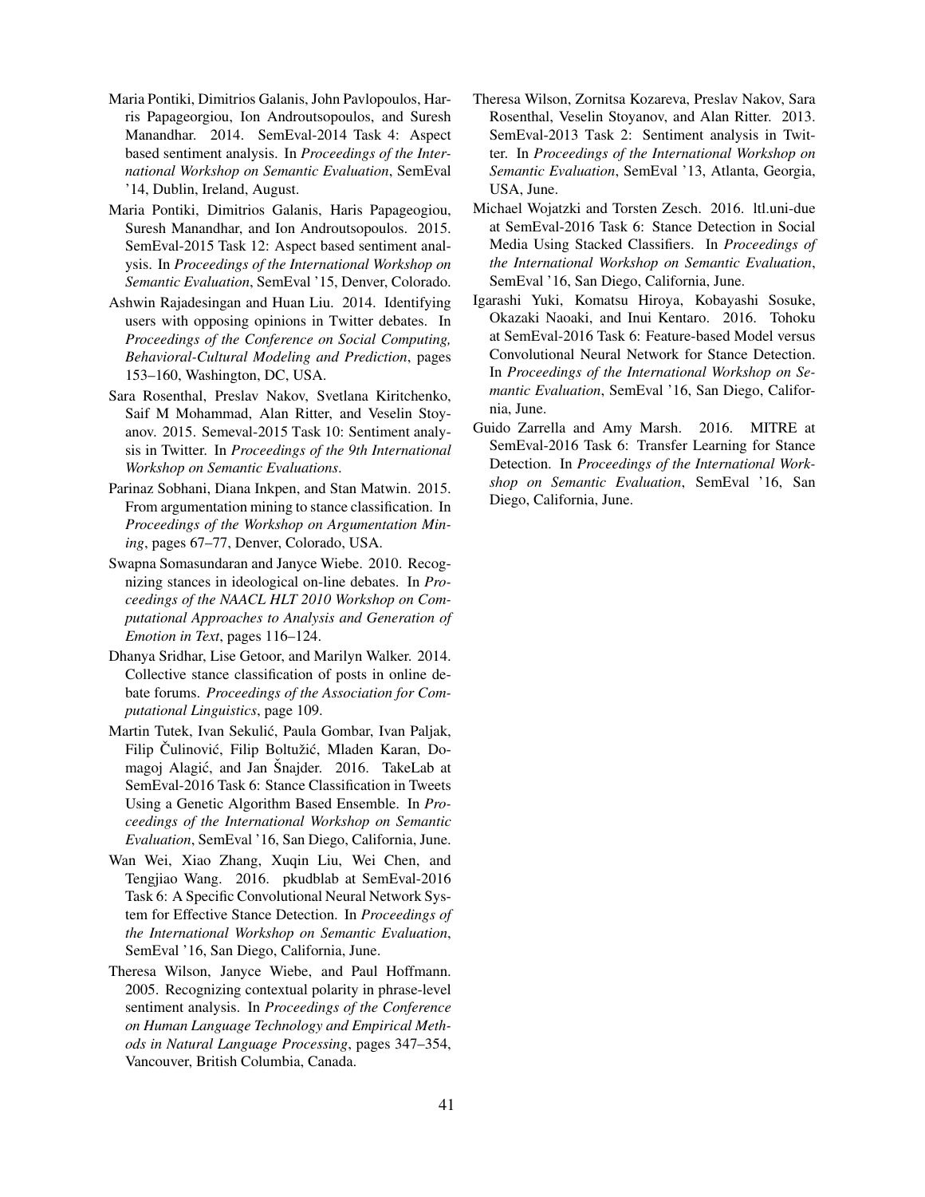Maria Pontiki, Dimitrios Galanis, John Pavlopoulos, Harris Papageorgiou, Ion Androutsopoulos, and Suresh Manandhar. 2014. SemEval-2014 Task 4: Aspect based sentiment analysis. In *Proceedings of the International Workshop on Semantic Evaluation*, SemEval '14, Dublin, Ireland, August.

Maria Pontiki, Dimitrios Galanis, Haris Papageogiou, Suresh Manandhar, and Ion Androutsopoulos. 2015. SemEval-2015 Task 12: Aspect based sentiment analysis. In *Proceedings of the International Workshop on Semantic Evaluation*, SemEval '15, Denver, Colorado.

Ashwin Rajadesingan and Huan Liu. 2014. Identifying users with opposing opinions in Twitter debates. In *Proceedings of the Conference on Social Computing, Behavioral-Cultural Modeling and Prediction*, pages 153–160, Washington, DC, USA.

Sara Rosenthal, Preslav Nakov, Svetlana Kiritchenko, Saif M Mohammad, Alan Ritter, and Veselin Stoyanov. 2015. Semeval-2015 Task 10: Sentiment analysis in Twitter. In *Proceedings of the 9th International Workshop on Semantic Evaluations*.

Parinaz Sobhani, Diana Inkpen, and Stan Matwin. 2015. From argumentation mining to stance classification. In *Proceedings of the Workshop on Argumentation Mining*, pages 67–77, Denver, Colorado, USA.

Swapna Somasundaran and Janyce Wiebe. 2010. Recognizing stances in ideological on-line debates. In *Proceedings of the NAACL HLT 2010 Workshop on Computational Approaches to Analysis and Generation of Emotion in Text*, pages 116–124.

Dhanya Sridhar, Lise Getoor, and Marilyn Walker. 2014. Collective stance classification of posts in online debate forums. *Proceedings of the Association for Computational Linguistics*, page 109.

Martin Tutek, Ivan Sekulić, Paula Gombar, Ivan Paljak, Filip Čulinović, Filip Boltužić, Mladen Karan, Domagoj Alagić, and Jan Šnajder. 2016. TakeLab at SemEval-2016 Task 6: Stance Classification in Tweets Using a Genetic Algorithm Based Ensemble. In *Proceedings of the International Workshop on Semantic Evaluation*, SemEval '16, San Diego, California, June.

Wan Wei, Xiao Zhang, Xuqin Liu, Wei Chen, and Tengjiao Wang. 2016. pkudblab at SemEval-2016 Task 6: A Specific Convolutional Neural Network System for Effective Stance Detection. In *Proceedings of the International Workshop on Semantic Evaluation*, SemEval '16, San Diego, California, June.

Theresa Wilson, Janyce Wiebe, and Paul Hoffmann. 2005. Recognizing contextual polarity in phrase-level sentiment analysis. In *Proceedings of the Conference on Human Language Technology and Empirical Methods in Natural Language Processing*, pages 347–354, Vancouver, British Columbia, Canada.

Theresa Wilson, Zornitsa Kozareva, Preslav Nakov, Sara Rosenthal, Veselin Stoyanov, and Alan Ritter. 2013. SemEval-2013 Task 2: Sentiment analysis in Twitter. In *Proceedings of the International Workshop on Semantic Evaluation*, SemEval '13, Atlanta, Georgia, USA, June.

Michael Wojatzki and Torsten Zesch. 2016. ltl.uni-due at SemEval-2016 Task 6: Stance Detection in Social Media Using Stacked Classifiers. In *Proceedings of the International Workshop on Semantic Evaluation*, SemEval '16, San Diego, California, June.

Igarashi Yuki, Komatsu Hiroya, Kobayashi Sosuke, Okazaki Naoaki, and Inui Kentaro. 2016. Tohoku at SemEval-2016 Task 6: Feature-based Model versus Convolutional Neural Network for Stance Detection. In *Proceedings of the International Workshop on Semantic Evaluation*, SemEval '16, San Diego, California, June.

Guido Zarrella and Amy Marsh. 2016. MITRE at SemEval-2016 Task 6: Transfer Learning for Stance Detection. In *Proceedings of the International Workshop on Semantic Evaluation*, SemEval '16, San Diego, California, June.